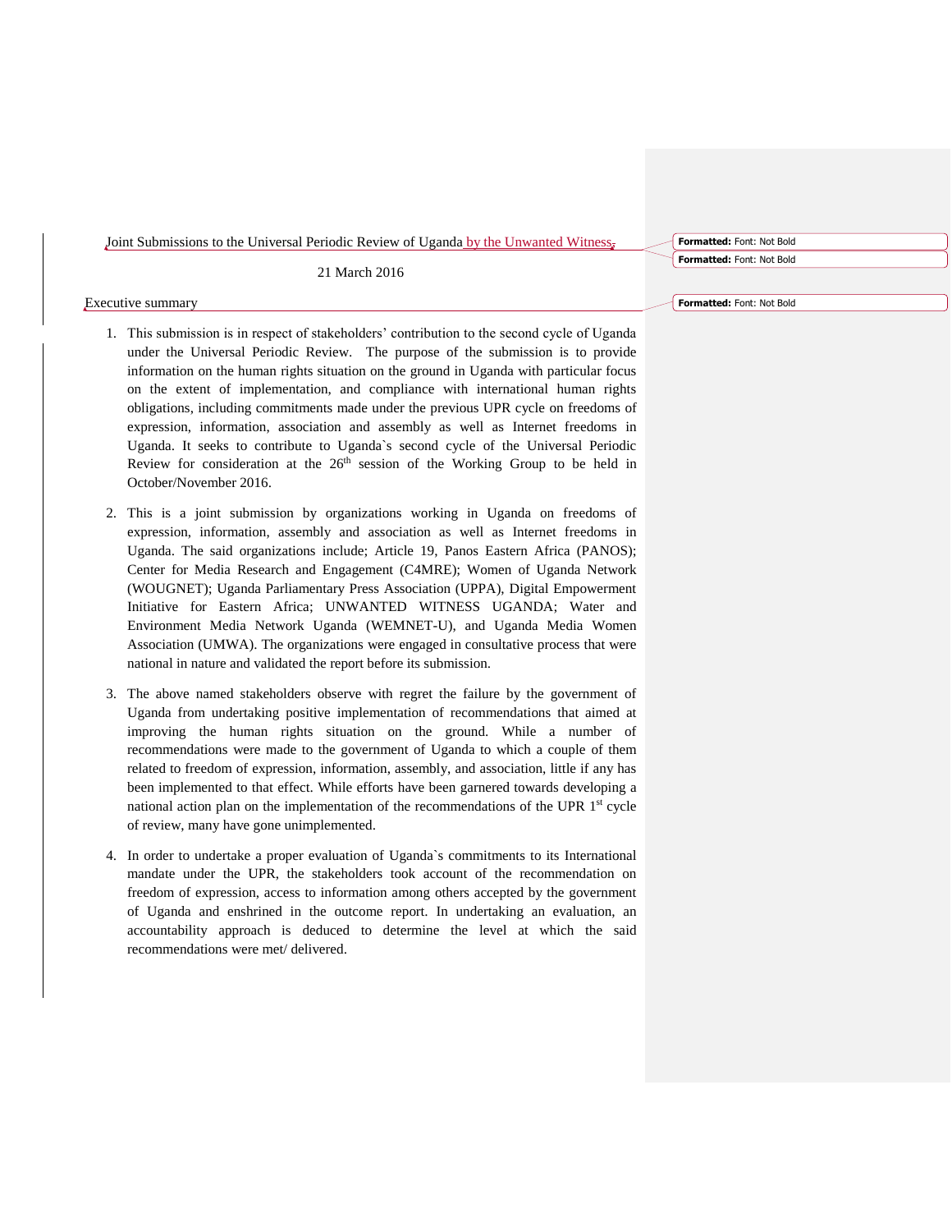Joint Submissions to the Universal Periodic Review of Uganda by the Unwanted Witness

21 March 2016

Executive summary

1. This submission is in respect of stakeholders' contribution to the second cycle of Uganda under the Universal Periodic Review. The purpose of the submission is to provide information on the human rights situation on the ground in Uganda with particular focus on the extent of implementation, and compliance with international human rights obligations, including commitments made under the previous UPR cycle on freedoms of expression, information, association and assembly as well as Internet freedoms in Uganda. It seeks to contribute to Uganda`s second cycle of the Universal Periodic Review for consideration at the 26th session of the Working Group to be held in October/November 2016.

2. This is a joint submission by organizations working in Uganda on freedoms of expression, information, assembly and association as well as Internet freedoms in Uganda. The said organizations include; Article 19, Panos Eastern Africa (PANOS); Center for Media Research and Engagement (C4MRE); Women of Uganda Network (WOUGNET); Uganda Parliamentary Press Association (UPPA), Digital Empowerment Initiative for Eastern Africa; UNWANTED WITNESS UGANDA; Water and Environment Media Network Uganda (WEMNET-U), and Uganda Media Women Association (UMWA). The organizations were engaged in consultative process that were national in nature and validated the report before its submission.

3. The above named stakeholders observe with regret the failure by the government of Uganda from undertaking positive implementation of recommendations that aimed at improving the human rights situation on the ground. While a number of recommendations were made to the government of Uganda to which a couple of them related to freedom of expression, information, assembly, and association, little if any has been implemented to that effect. While efforts have been garnered towards developing a national action plan on the implementation of the recommendations of the UPR 1st cycle of review, many have gone unimplemented.

4. In order to undertake a proper evaluation of Uganda`s commitments to its International mandate under the UPR, the stakeholders took account of the recommendation on freedom of expression, access to information among others accepted by the government of Uganda and enshrined in the outcome report. In undertaking an evaluation, an accountability approach is deduced to determine the level at which the said recommendations were met/ delivered.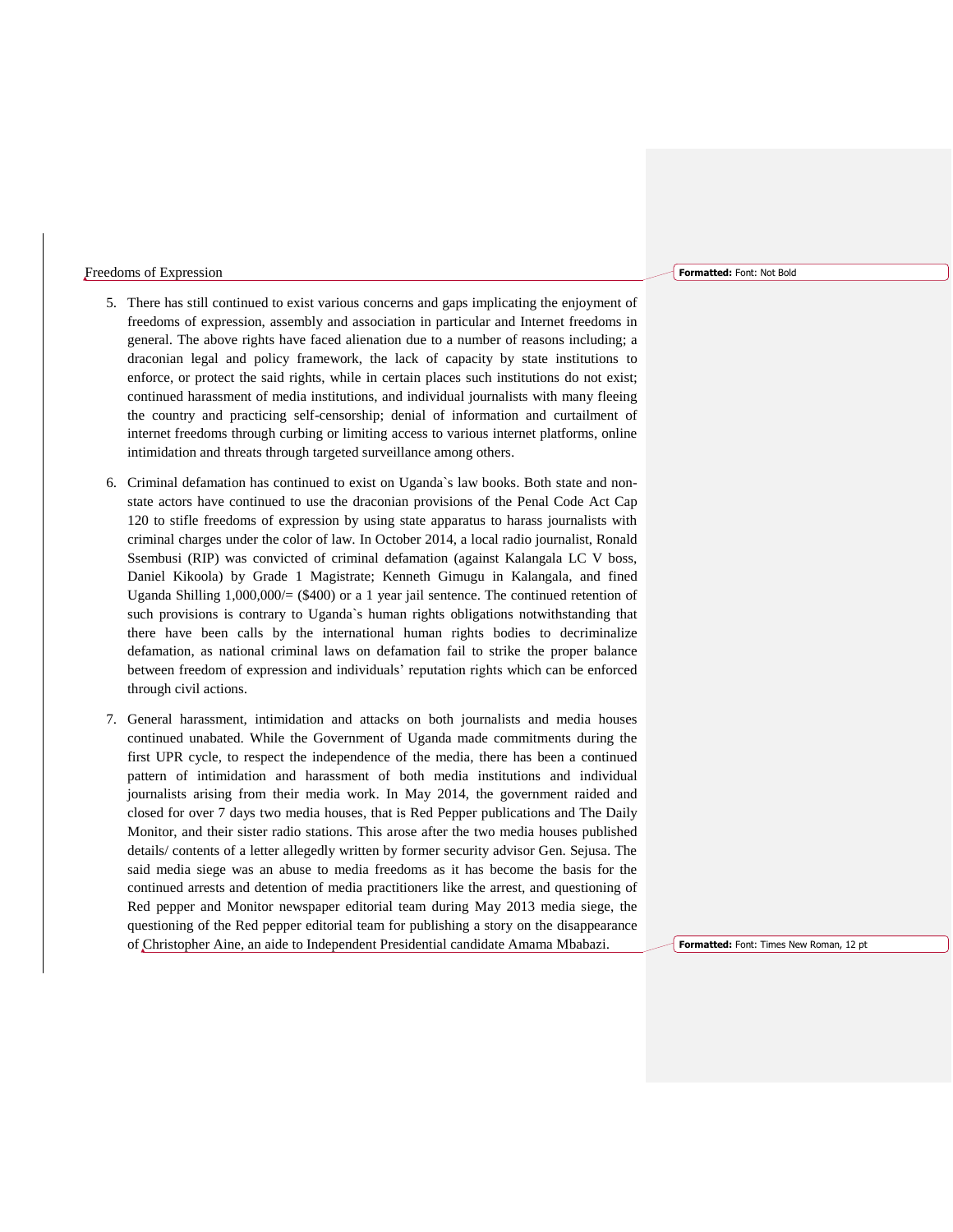Freedoms of Expression

5. There has still continued to exist various concerns and gaps implicating the enjoyment of freedoms of expression, assembly and association in particular and Internet freedoms in general. The above rights have faced alienation due to a number of reasons including; a draconian legal and policy framework, the lack of capacity by state institutions to enforce, or protect the said rights, while in certain places such institutions do not exist; continued harassment of media institutions, and individual journalists with many fleeing the country and practicing self-censorship; denial of information and curtailment of internet freedoms through curbing or limiting access to various internet platforms, online intimidation and threats through targeted surveillance among others.

6. Criminal defamation has continued to exist on Uganda`s law books. Both state and non-state actors have continued to use the draconian provisions of the Penal Code Act Cap 120 to stifle freedoms of expression by using state apparatus to harass journalists with criminal charges under the color of law. In October 2014, a local radio journalist, Ronald Ssembusi (RIP) was convicted of criminal defamation (against Kalangala LC V boss, Daniel Kikoola) by Grade 1 Magistrate; Kenneth Gimugu in Kalangala, and fined Uganda Shilling 1,000,000/= ($400) or a 1 year jail sentence. The continued retention of such provisions is contrary to Uganda`s human rights obligations notwithstanding that there have been calls by the international human rights bodies to decriminalize defamation, as national criminal laws on defamation fail to strike the proper balance between freedom of expression and individuals' reputation rights which can be enforced through civil actions.

7. General harassment, intimidation and attacks on both journalists and media houses continued unabated. While the Government of Uganda made commitments during the first UPR cycle, to respect the independence of the media, there has been a continued pattern of intimidation and harassment of both media institutions and individual journalists arising from their media work. In May 2014, the government raided and closed for over 7 days two media houses, that is Red Pepper publications and The Daily Monitor, and their sister radio stations. This arose after the two media houses published details/ contents of a letter allegedly written by former security advisor Gen. Sejusa. The said media siege was an abuse to media freedoms as it has become the basis for the continued arrests and detention of media practitioners like the arrest, and questioning of Red pepper and Monitor newspaper editorial team during May 2013 media siege, the questioning of the Red pepper editorial team for publishing a story on the disappearance of Christopher Aine, an aide to Independent Presidential candidate Amama Mbabazi.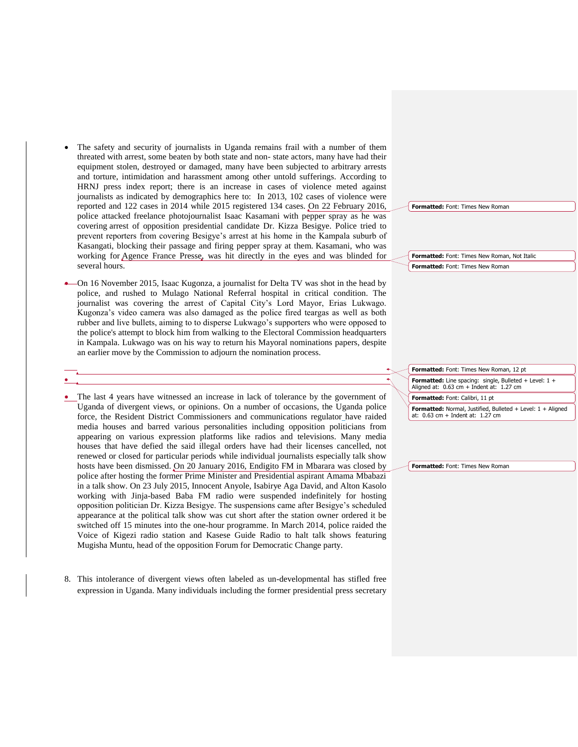- The safety and security of journalists in Uganda remains frail with a number of them threated with arrest, some beaten by both state and non- state actors, many have had their equipment stolen, destroyed or damaged, many have been subjected to arbitrary arrests and torture, intimidation and harassment among other untold sufferings. According to HRNJ press index report; there is an increase in cases of violence meted against journalists as indicated by demographics here to: In 2013, 102 cases of violence were reported and 122 cases in 2014 while 2015 registered 134 cases. On 22 February 2016, police attacked freelance photojournalist Isaac Kasamani with pepper spray as he was covering arrest of opposition presidential candidate Dr. Kizza Besigye. Police tried to prevent reporters from covering Besigye's arrest at his home in the Kampala suburb of Kasangati, blocking their passage and firing pepper spray at them. Kasamani, who was working for Agence France Presse, was hit directly in the eyes and was blinded for several hours.

- On 16 November 2015, Isaac Kugonza, a journalist for Delta TV was shot in the head by police, and rushed to Mulago National Referral hospital in critical condition. The journalist was covering the arrest of Capital City's Lord Mayor, Erias Lukwago. Kugonza's video camera was also damaged as the police fired teargas as well as both rubber and live bullets, aiming to to disperse Lukwago's supporters who were opposed to the police's attempt to block him from walking to the Electoral Commission headquarters in Kampala. Lukwago was on his way to return his Mayoral nominations papers, despite an earlier move by the Commission to adjourn the nomination process.

- The last 4 years have witnessed an increase in lack of tolerance by the government of Uganda of divergent views, or opinions. On a number of occasions, the Uganda police force, the Resident District Commissioners and communications regulator have raided media houses and barred various personalities including opposition politicians from appearing on various expression platforms like radios and televisions. Many media houses that have defied the said illegal orders have had their licenses cancelled, not renewed or closed for particular periods while individual journalists especially talk show hosts have been dismissed. On 20 January 2016, Endigito FM in Mbarara was closed by police after hosting the former Prime Minister and Presidential aspirant Amama Mbabazi in a talk show. On 23 July 2015, Innocent Anyole, Isabirye Aga David, and Alton Kasolo working with Jinja-based Baba FM radio were suspended indefinitely for hosting opposition politician Dr. Kizza Besigye. The suspensions came after Besigye's scheduled appearance at the political talk show was cut short after the station owner ordered it be switched off 15 minutes into the one-hour programme. In March 2014, police raided the Voice of Kigezi radio station and Kasese Guide Radio to halt talk shows featuring Mugisha Muntu, head of the opposition Forum for Democratic Change party.

8. This intolerance of divergent views often labeled as un-developmental has stifled free expression in Uganda. Many individuals including the former presidential press secretary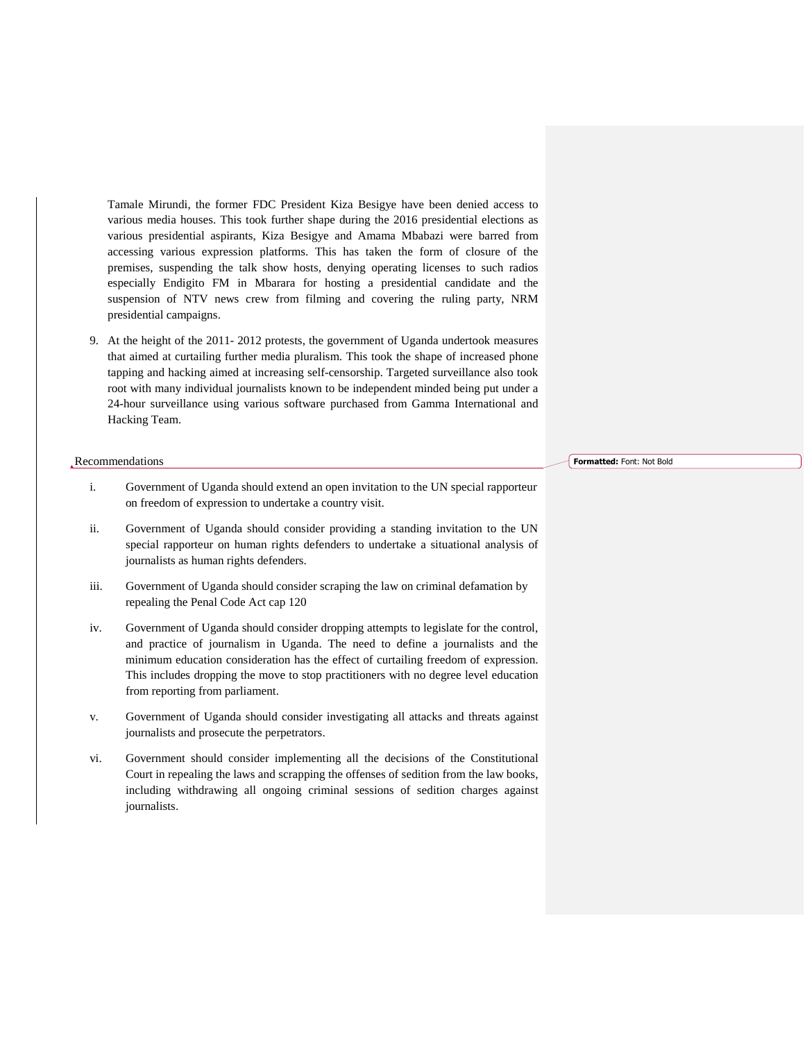Tamale Mirundi, the former FDC President Kiza Besigye have been denied access to various media houses. This took further shape during the 2016 presidential elections as various presidential aspirants, Kiza Besigye and Amama Mbabazi were barred from accessing various expression platforms. This has taken the form of closure of the premises, suspending the talk show hosts, denying operating licenses to such radios especially Endigito FM in Mbarara for hosting a presidential candidate and the suspension of NTV news crew from filming and covering the ruling party, NRM presidential campaigns.

9. At the height of the 2011- 2012 protests, the government of Uganda undertook measures that aimed at curtailing further media pluralism. This took the shape of increased phone tapping and hacking aimed at increasing self-censorship. Targeted surveillance also took root with many individual journalists known to be independent minded being put under a 24-hour surveillance using various software purchased from Gamma International and Hacking Team.

## Recommendations

i. Government of Uganda should extend an open invitation to the UN special rapporteur on freedom of expression to undertake a country visit.

ii. Government of Uganda should consider providing a standing invitation to the UN special rapporteur on human rights defenders to undertake a situational analysis of journalists as human rights defenders.

iii. Government of Uganda should consider scraping the law on criminal defamation by repealing the Penal Code Act cap 120

iv. Government of Uganda should consider dropping attempts to legislate for the control, and practice of journalism in Uganda. The need to define a journalists and the minimum education consideration has the effect of curtailing freedom of expression. This includes dropping the move to stop practitioners with no degree level education from reporting from parliament.

v. Government of Uganda should consider investigating all attacks and threats against journalists and prosecute the perpetrators.

vi. Government should consider implementing all the decisions of the Constitutional Court in repealing the laws and scrapping the offenses of sedition from the law books, including withdrawing all ongoing criminal sessions of sedition charges against journalists.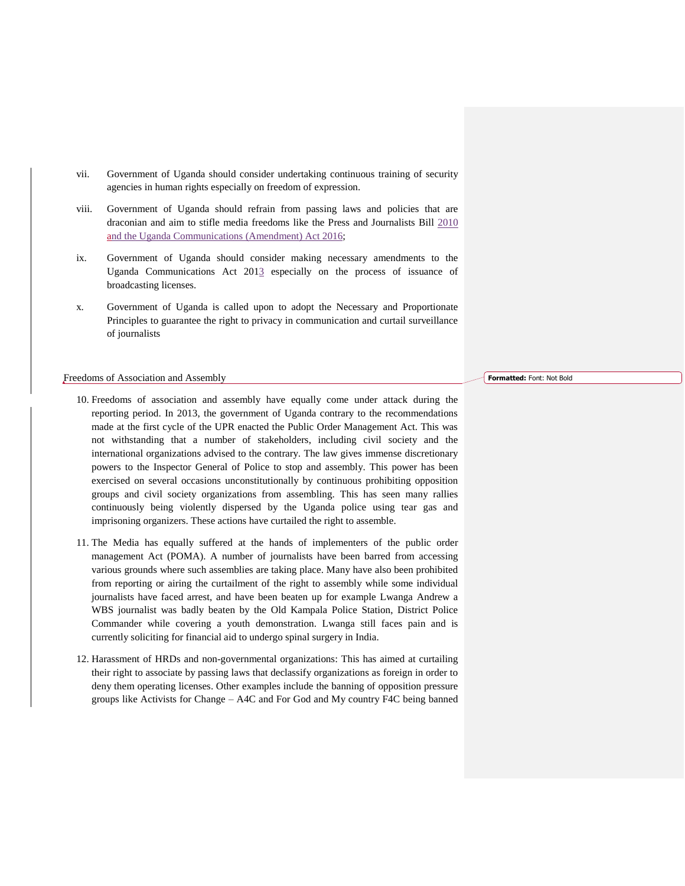vii. Government of Uganda should consider undertaking continuous training of security agencies in human rights especially on freedom of expression.

viii. Government of Uganda should refrain from passing laws and policies that are draconian and aim to stifle media freedoms like the Press and Journalists Bill 2010 and the Uganda Communications (Amendment) Act 2016;

ix. Government of Uganda should consider making necessary amendments to the Uganda Communications Act 2013 especially on the process of issuance of broadcasting licenses.

x. Government of Uganda is called upon to adopt the Necessary and Proportionate Principles to guarantee the right to privacy in communication and curtail surveillance of journalists

## Freedoms of Association and Assembly

10. Freedoms of association and assembly have equally come under attack during the reporting period. In 2013, the government of Uganda contrary to the recommendations made at the first cycle of the UPR enacted the Public Order Management Act. This was not withstanding that a number of stakeholders, including civil society and the international organizations advised to the contrary. The law gives immense discretionary powers to the Inspector General of Police to stop and assembly. This power has been exercised on several occasions unconstitutionally by continuous prohibiting opposition groups and civil society organizations from assembling. This has seen many rallies continuously being violently dispersed by the Uganda police using tear gas and imprisoning organizers. These actions have curtailed the right to assemble.

11. The Media has equally suffered at the hands of implementers of the public order management Act (POMA). A number of journalists have been barred from accessing various grounds where such assemblies are taking place. Many have also been prohibited from reporting or airing the curtailment of the right to assembly while some individual journalists have faced arrest, and have been beaten up for example Lwanga Andrew a WBS journalist was badly beaten by the Old Kampala Police Station, District Police Commander while covering a youth demonstration. Lwanga still faces pain and is currently soliciting for financial aid to undergo spinal surgery in India.

12. Harassment of HRDs and non-governmental organizations: This has aimed at curtailing their right to associate by passing laws that declassify organizations as foreign in order to deny them operating licenses. Other examples include the banning of opposition pressure groups like Activists for Change – A4C and For God and My country F4C being banned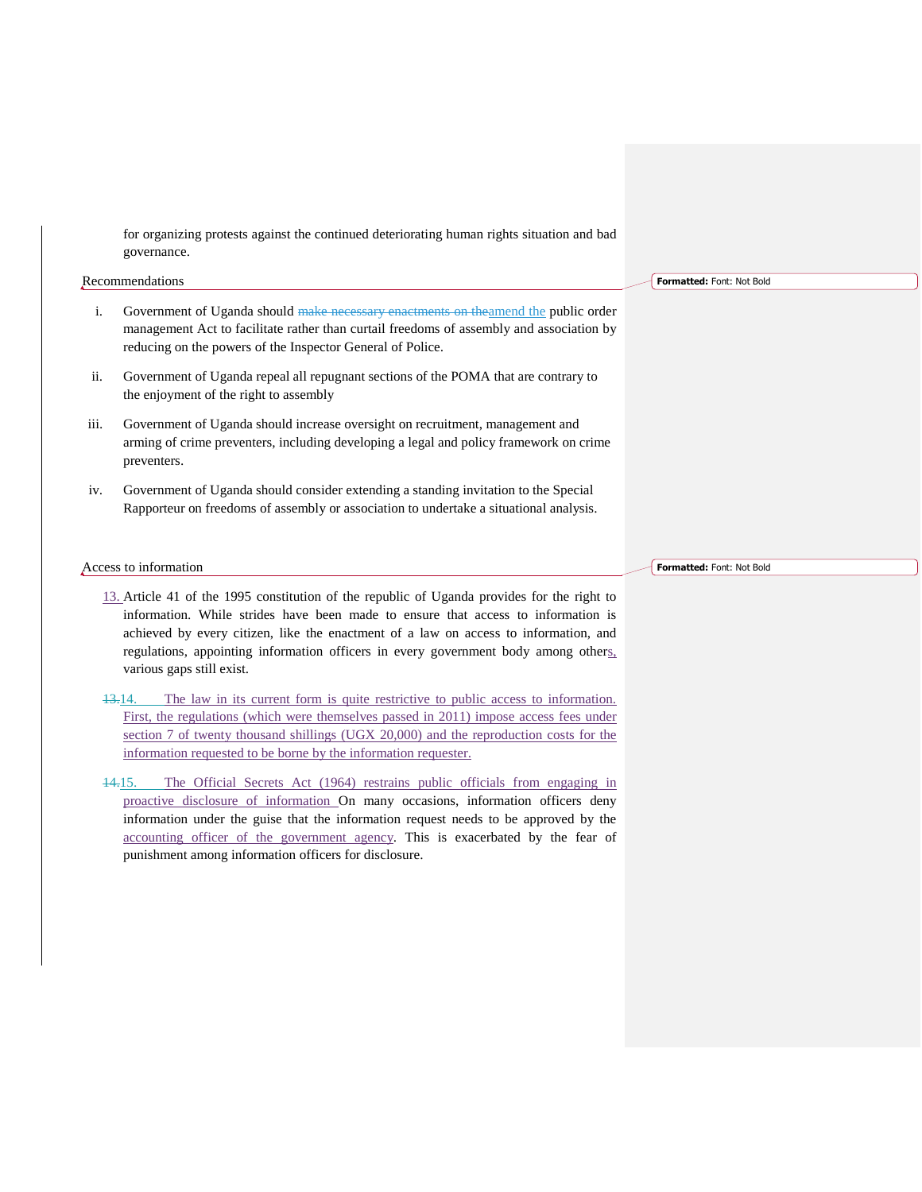for organizing protests against the continued deteriorating human rights situation and bad governance.

## Recommendations

i. Government of Uganda should amend the public order management Act to facilitate rather than curtail freedoms of assembly and association by reducing on the powers of the Inspector General of Police.

ii. Government of Uganda repeal all repugnant sections of the POMA that are contrary to the enjoyment of the right to assembly

iii. Government of Uganda should increase oversight on recruitment, management and arming of crime preventers, including developing a legal and policy framework on crime preventers.

iv. Government of Uganda should consider extending a standing invitation to the Special Rapporteur on freedoms of assembly or association to undertake a situational analysis.

## Access to information

13. Article 41 of the 1995 constitution of the republic of Uganda provides for the right to information. While strides have been made to ensure that access to information is achieved by every citizen, like the enactment of a law on access to information, and regulations, appointing information officers in every government body among others, various gaps still exist.

14. The law in its current form is quite restrictive to public access to information. First, the regulations (which were themselves passed in 2011) impose access fees under section 7 of twenty thousand shillings (UGX 20,000) and the reproduction costs for the information requested to be borne by the information requester.

15. The Official Secrets Act (1964) restrains public officials from engaging in proactive disclosure of information On many occasions, information officers deny information under the guise that the information request needs to be approved by the accounting officer of the government agency. This is exacerbated by the fear of punishment among information officers for disclosure.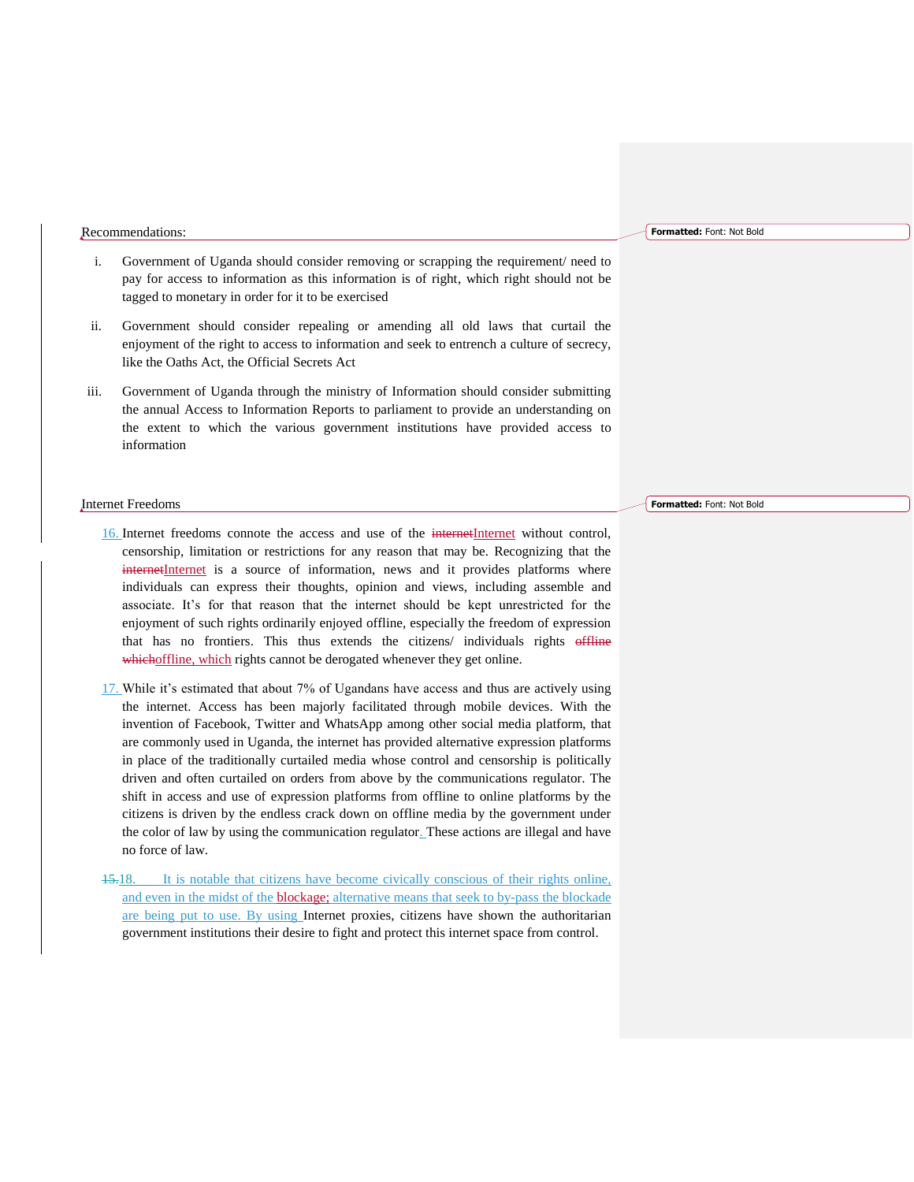Recommendations:

i. Government of Uganda should consider removing or scrapping the requirement/ need to pay for access to information as this information is of right, which right should not be tagged to monetary in order for it to be exercised

ii. Government should consider repealing or amending all old laws that curtail the enjoyment of the right to access to information and seek to entrench a culture of secrecy, like the Oaths Act, the Official Secrets Act

iii. Government of Uganda through the ministry of Information should consider submitting the annual Access to Information Reports to parliament to provide an understanding on the extent to which the various government institutions have provided access to information

Internet Freedoms

16. Internet freedoms connote the access and use of the Internet without control, censorship, limitation or restrictions for any reason that may be. Recognizing that the Internet is a source of information, news and it provides platforms where individuals can express their thoughts, opinion and views, including assemble and associate. It's for that reason that the internet should be kept unrestricted for the enjoyment of such rights ordinarily enjoyed offline, especially the freedom of expression that has no frontiers. This thus extends the citizens/ individuals rights offline, which rights cannot be derogated whenever they get online.

17. While it's estimated that about 7% of Ugandans have access and thus are actively using the internet. Access has been majorly facilitated through mobile devices. With the invention of Facebook, Twitter and WhatsApp among other social media platform, that are commonly used in Uganda, the internet has provided alternative expression platforms in place of the traditionally curtailed media whose control and censorship is politically driven and often curtailed on orders from above by the communications regulator. The shift in access and use of expression platforms from offline to online platforms by the citizens is driven by the endless crack down on offline media by the government under the color of law by using the communication regulator. These actions are illegal and have no force of law.

18. It is notable that citizens have become civically conscious of their rights online, and even in the midst of the blockage; alternative means that seek to by-pass the blockade are being put to use. By using Internet proxies, citizens have shown the authoritarian government institutions their desire to fight and protect this internet space from control.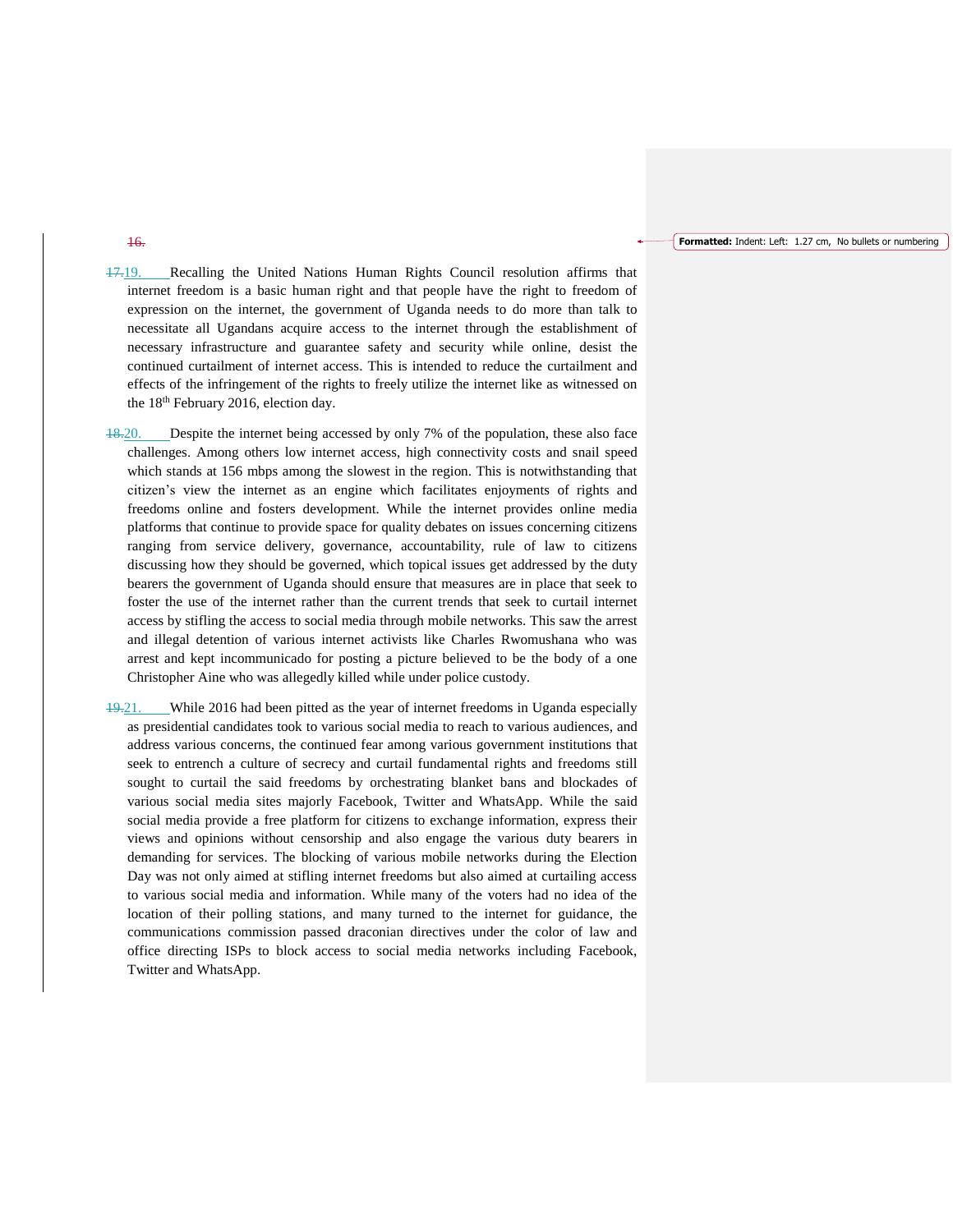16.

17.19. Recalling the United Nations Human Rights Council resolution affirms that internet freedom is a basic human right and that people have the right to freedom of expression on the internet, the government of Uganda needs to do more than talk to necessitate all Ugandans acquire access to the internet through the establishment of necessary infrastructure and guarantee safety and security while online, desist the continued curtailment of internet access. This is intended to reduce the curtailment and effects of the infringement of the rights to freely utilize the internet like as witnessed on the 18th February 2016, election day.

18.20. Despite the internet being accessed by only 7% of the population, these also face challenges. Among others low internet access, high connectivity costs and snail speed which stands at 156 mbps among the slowest in the region. This is notwithstanding that citizen's view the internet as an engine which facilitates enjoyments of rights and freedoms online and fosters development. While the internet provides online media platforms that continue to provide space for quality debates on issues concerning citizens ranging from service delivery, governance, accountability, rule of law to citizens discussing how they should be governed, which topical issues get addressed by the duty bearers the government of Uganda should ensure that measures are in place that seek to foster the use of the internet rather than the current trends that seek to curtail internet access by stifling the access to social media through mobile networks. This saw the arrest and illegal detention of various internet activists like Charles Rwomushana who was arrest and kept incommunicado for posting a picture believed to be the body of a one Christopher Aine who was allegedly killed while under police custody.

19.21. While 2016 had been pitted as the year of internet freedoms in Uganda especially as presidential candidates took to various social media to reach to various audiences, and address various concerns, the continued fear among various government institutions that seek to entrench a culture of secrecy and curtail fundamental rights and freedoms still sought to curtail the said freedoms by orchestrating blanket bans and blockades of various social media sites majorly Facebook, Twitter and WhatsApp. While the said social media provide a free platform for citizens to exchange information, express their views and opinions without censorship and also engage the various duty bearers in demanding for services. The blocking of various mobile networks during the Election Day was not only aimed at stifling internet freedoms but also aimed at curtailing access to various social media and information. While many of the voters had no idea of the location of their polling stations, and many turned to the internet for guidance, the communications commission passed draconian directives under the color of law and office directing ISPs to block access to social media networks including Facebook, Twitter and WhatsApp.

**Formatted:** Indent: Left: 1.27 cm, No bullets or numbering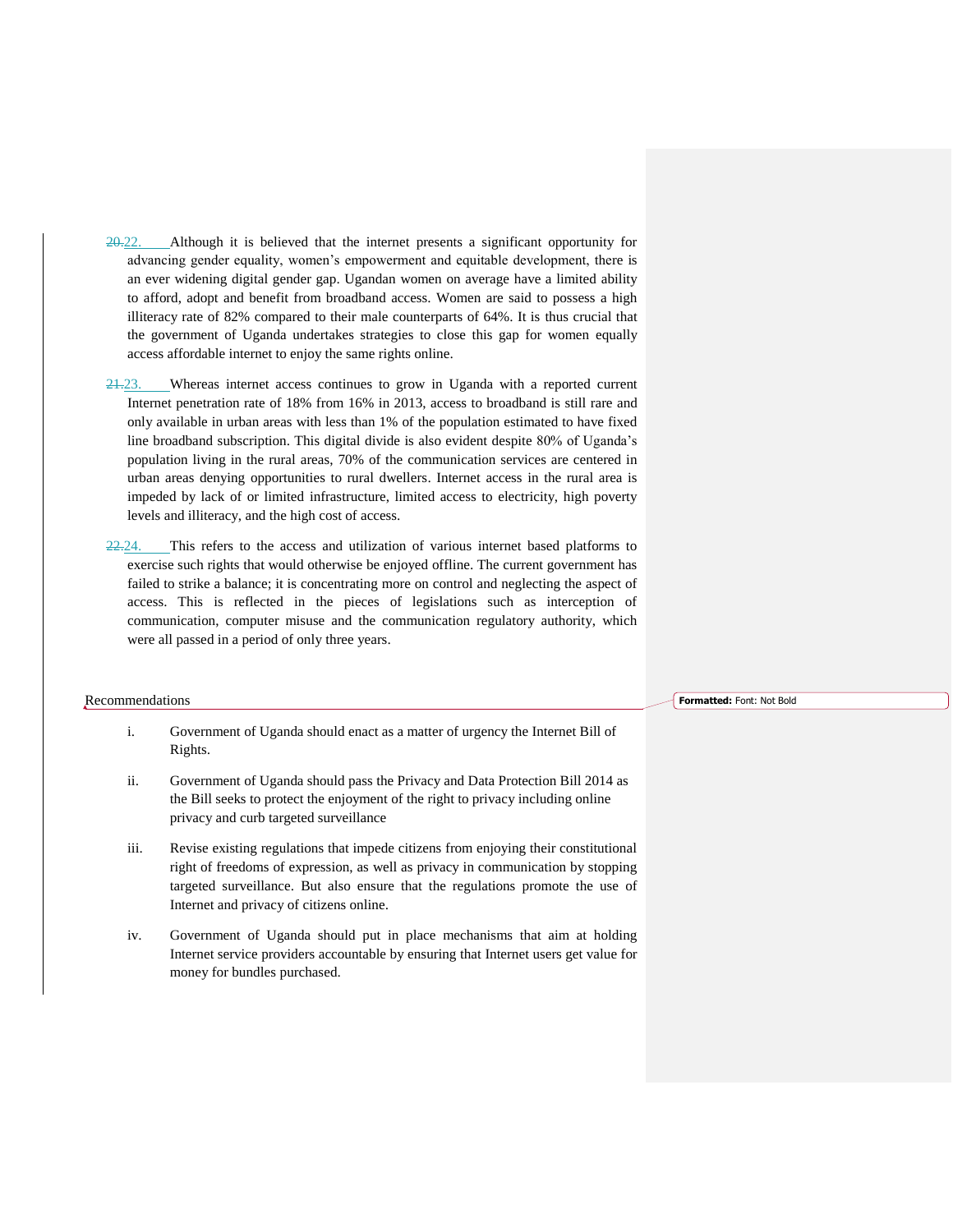22. Although it is believed that the internet presents a significant opportunity for advancing gender equality, women's empowerment and equitable development, there is an ever widening digital gender gap. Ugandan women on average have a limited ability to afford, adopt and benefit from broadband access. Women are said to possess a high illiteracy rate of 82% compared to their male counterparts of 64%. It is thus crucial that the government of Uganda undertakes strategies to close this gap for women equally access affordable internet to enjoy the same rights online.

23. Whereas internet access continues to grow in Uganda with a reported current Internet penetration rate of 18% from 16% in 2013, access to broadband is still rare and only available in urban areas with less than 1% of the population estimated to have fixed line broadband subscription. This digital divide is also evident despite 80% of Uganda's population living in the rural areas, 70% of the communication services are centered in urban areas denying opportunities to rural dwellers. Internet access in the rural area is impeded by lack of or limited infrastructure, limited access to electricity, high poverty levels and illiteracy, and the high cost of access.

24. This refers to the access and utilization of various internet based platforms to exercise such rights that would otherwise be enjoyed offline. The current government has failed to strike a balance; it is concentrating more on control and neglecting the aspect of access. This is reflected in the pieces of legislations such as interception of communication, computer misuse and the communication regulatory authority, which were all passed in a period of only three years.

Recommendations

i. Government of Uganda should enact as a matter of urgency the Internet Bill of Rights.

ii. Government of Uganda should pass the Privacy and Data Protection Bill 2014 as the Bill seeks to protect the enjoyment of the right to privacy including online privacy and curb targeted surveillance

iii. Revise existing regulations that impede citizens from enjoying their constitutional right of freedoms of expression, as well as privacy in communication by stopping targeted surveillance. But also ensure that the regulations promote the use of Internet and privacy of citizens online.

iv. Government of Uganda should put in place mechanisms that aim at holding Internet service providers accountable by ensuring that Internet users get value for money for bundles purchased.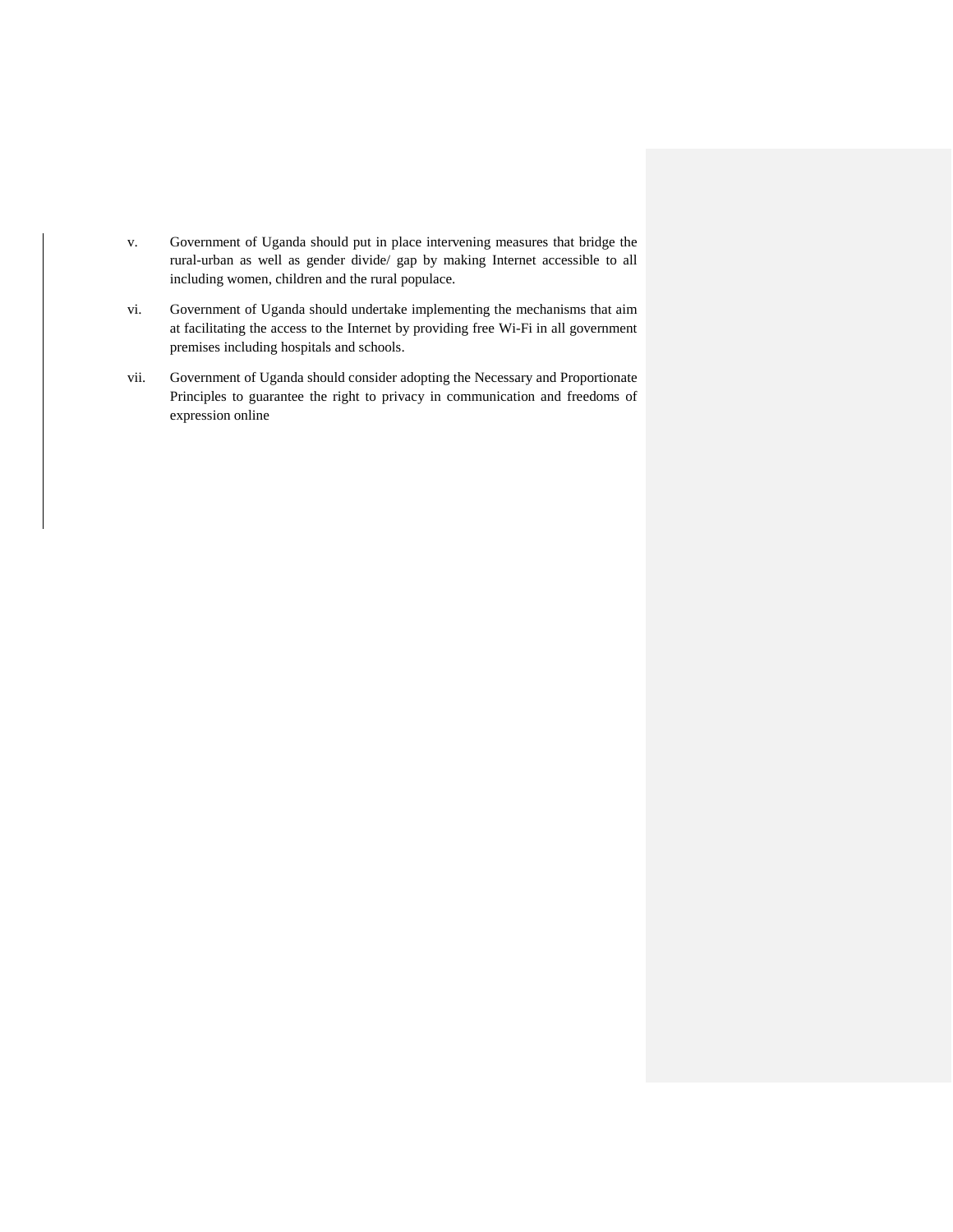v. Government of Uganda should put in place intervening measures that bridge the rural-urban as well as gender divide/ gap by making Internet accessible to all including women, children and the rural populace.

vi. Government of Uganda should undertake implementing the mechanisms that aim at facilitating the access to the Internet by providing free Wi-Fi in all government premises including hospitals and schools.

vii. Government of Uganda should consider adopting the Necessary and Proportionate Principles to guarantee the right to privacy in communication and freedoms of expression online